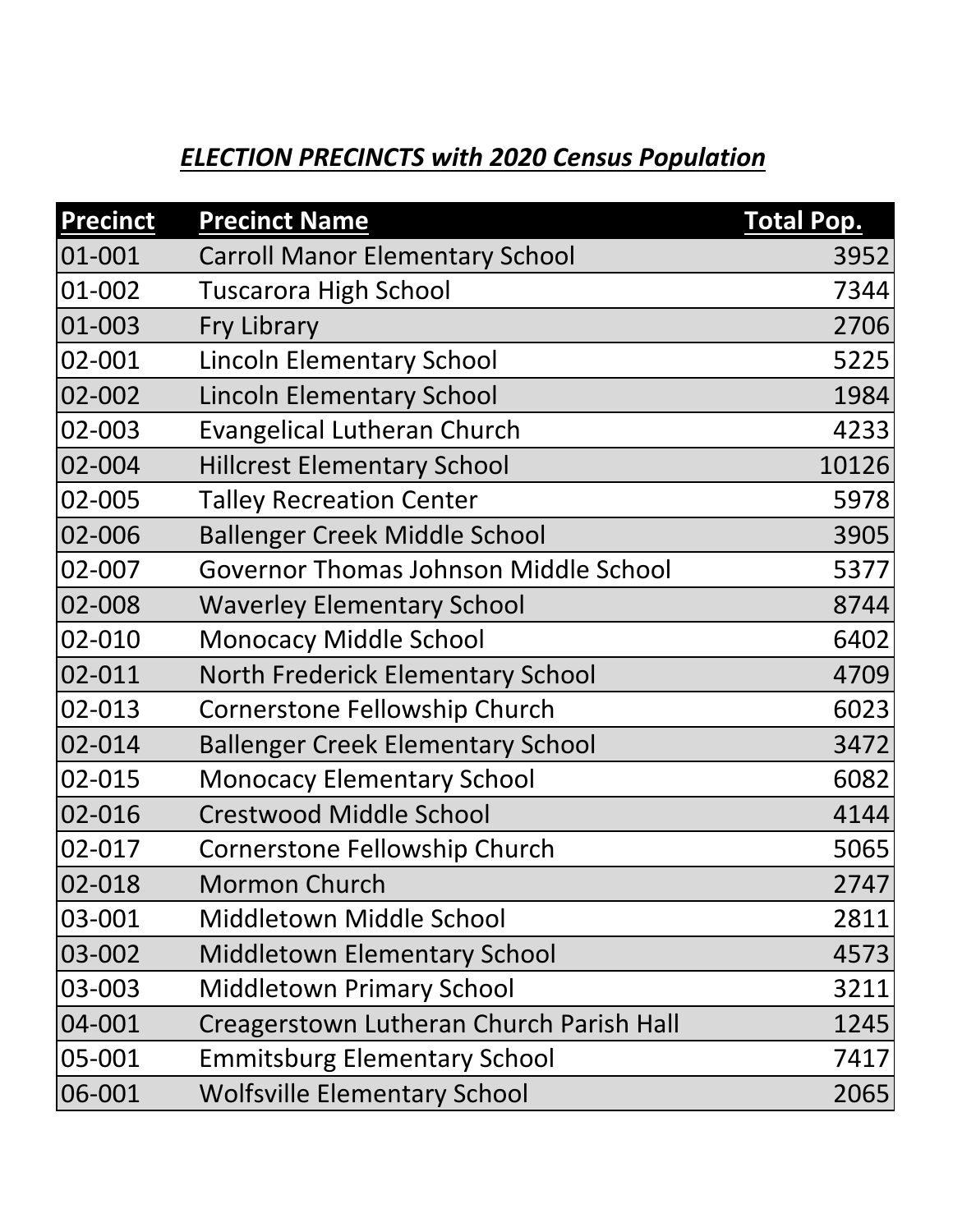## *ELECTION PRECINCTS with 2020 Census Population*

| Precinct | Precinct Name | Total Pop. |
|---|---|---|
| 01-001 | Carroll Manor Elementary School | 3952 |
| 01-002 | Tuscarora High School | 7344 |
| 01-003 | Fry Library | 2706 |
| 02-001 | Lincoln Elementary School | 5225 |
| 02-002 | Lincoln Elementary School | 1984 |
| 02-003 | Evangelical Lutheran Church | 4233 |
| 02-004 | Hillcrest Elementary School | 10126 |
| 02-005 | Talley Recreation Center | 5978 |
| 02-006 | Ballenger Creek Middle School | 3905 |
| 02-007 | Governor Thomas Johnson Middle School | 5377 |
| 02-008 | Waverley Elementary School | 8744 |
| 02-010 | Monocacy Middle School | 6402 |
| 02-011 | North Frederick Elementary School | 4709 |
| 02-013 | Cornerstone Fellowship Church | 6023 |
| 02-014 | Ballenger Creek Elementary School | 3472 |
| 02-015 | Monocacy Elementary School | 6082 |
| 02-016 | Crestwood Middle School | 4144 |
| 02-017 | Cornerstone Fellowship Church | 5065 |
| 02-018 | Mormon Church | 2747 |
| 03-001 | Middletown Middle School | 2811 |
| 03-002 | Middletown Elementary School | 4573 |
| 03-003 | Middletown Primary School | 3211 |
| 04-001 | Creagerstown Lutheran Church Parish Hall | 1245 |
| 05-001 | Emmitsburg Elementary School | 7417 |
| 06-001 | Wolfsville Elementary School | 2065 |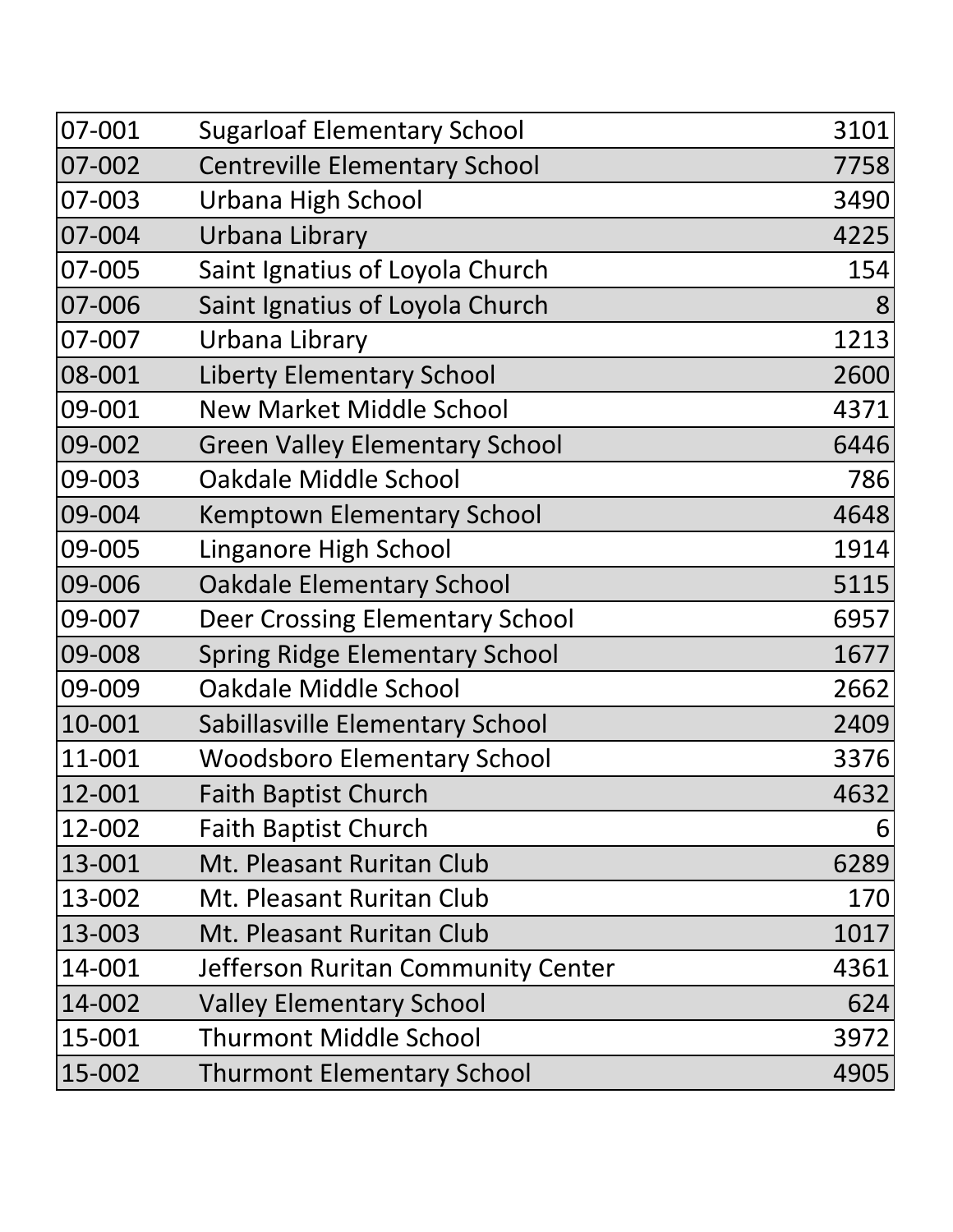| | | |
|---|---|---|
| 07-001 | Sugarloaf Elementary School | 3101 |
| 07-002 | Centreville Elementary School | 7758 |
| 07-003 | Urbana High School | 3490 |
| 07-004 | Urbana Library | 4225 |
| 07-005 | Saint Ignatius of Loyola Church | 154 |
| 07-006 | Saint Ignatius of Loyola Church | 8 |
| 07-007 | Urbana Library | 1213 |
| 08-001 | Liberty Elementary School | 2600 |
| 09-001 | New Market Middle School | 4371 |
| 09-002 | Green Valley Elementary School | 6446 |
| 09-003 | Oakdale Middle School | 786 |
| 09-004 | Kemptown Elementary School | 4648 |
| 09-005 | Linganore High School | 1914 |
| 09-006 | Oakdale Elementary School | 5115 |
| 09-007 | Deer Crossing Elementary School | 6957 |
| 09-008 | Spring Ridge Elementary School | 1677 |
| 09-009 | Oakdale Middle School | 2662 |
| 10-001 | Sabillasville Elementary School | 2409 |
| 11-001 | Woodsboro Elementary School | 3376 |
| 12-001 | Faith Baptist Church | 4632 |
| 12-002 | Faith Baptist Church | 6 |
| 13-001 | Mt. Pleasant Ruritan Club | 6289 |
| 13-002 | Mt. Pleasant Ruritan Club | 170 |
| 13-003 | Mt. Pleasant Ruritan Club | 1017 |
| 14-001 | Jefferson Ruritan Community Center | 4361 |
| 14-002 | Valley Elementary School | 624 |
| 15-001 | Thurmont Middle School | 3972 |
| 15-002 | Thurmont Elementary School | 4905 |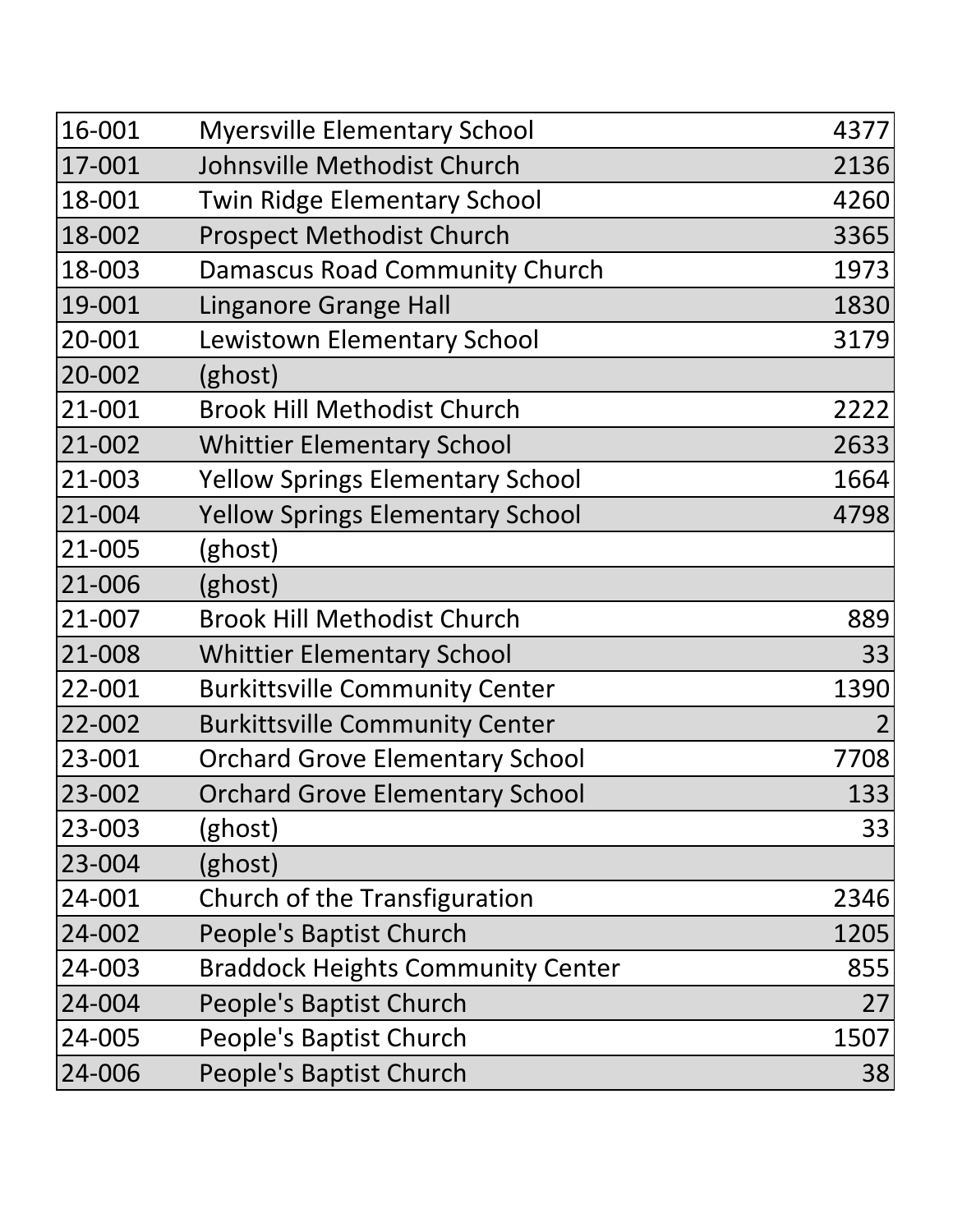| | | |
|---|---|---|
| 16-001 | Myersville Elementary School | 4377 |
| 17-001 | Johnsville Methodist Church | 2136 |
| 18-001 | Twin Ridge Elementary School | 4260 |
| 18-002 | Prospect Methodist Church | 3365 |
| 18-003 | Damascus Road Community Church | 1973 |
| 19-001 | Linganore Grange Hall | 1830 |
| 20-001 | Lewistown Elementary School | 3179 |
| 20-002 | (ghost) | |
| 21-001 | Brook Hill Methodist Church | 2222 |
| 21-002 | Whittier Elementary School | 2633 |
| 21-003 | Yellow Springs Elementary School | 1664 |
| 21-004 | Yellow Springs Elementary School | 4798 |
| 21-005 | (ghost) | |
| 21-006 | (ghost) | |
| 21-007 | Brook Hill Methodist Church | 889 |
| 21-008 | Whittier Elementary School | 33 |
| 22-001 | Burkittsville Community Center | 1390 |
| 22-002 | Burkittsville Community Center | 2 |
| 23-001 | Orchard Grove Elementary School | 7708 |
| 23-002 | Orchard Grove Elementary School | 133 |
| 23-003 | (ghost) | 33 |
| 23-004 | (ghost) | |
| 24-001 | Church of the Transfiguration | 2346 |
| 24-002 | People's Baptist Church | 1205 |
| 24-003 | Braddock Heights Community Center | 855 |
| 24-004 | People's Baptist Church | 27 |
| 24-005 | People's Baptist Church | 1507 |
| 24-006 | People's Baptist Church | 38 |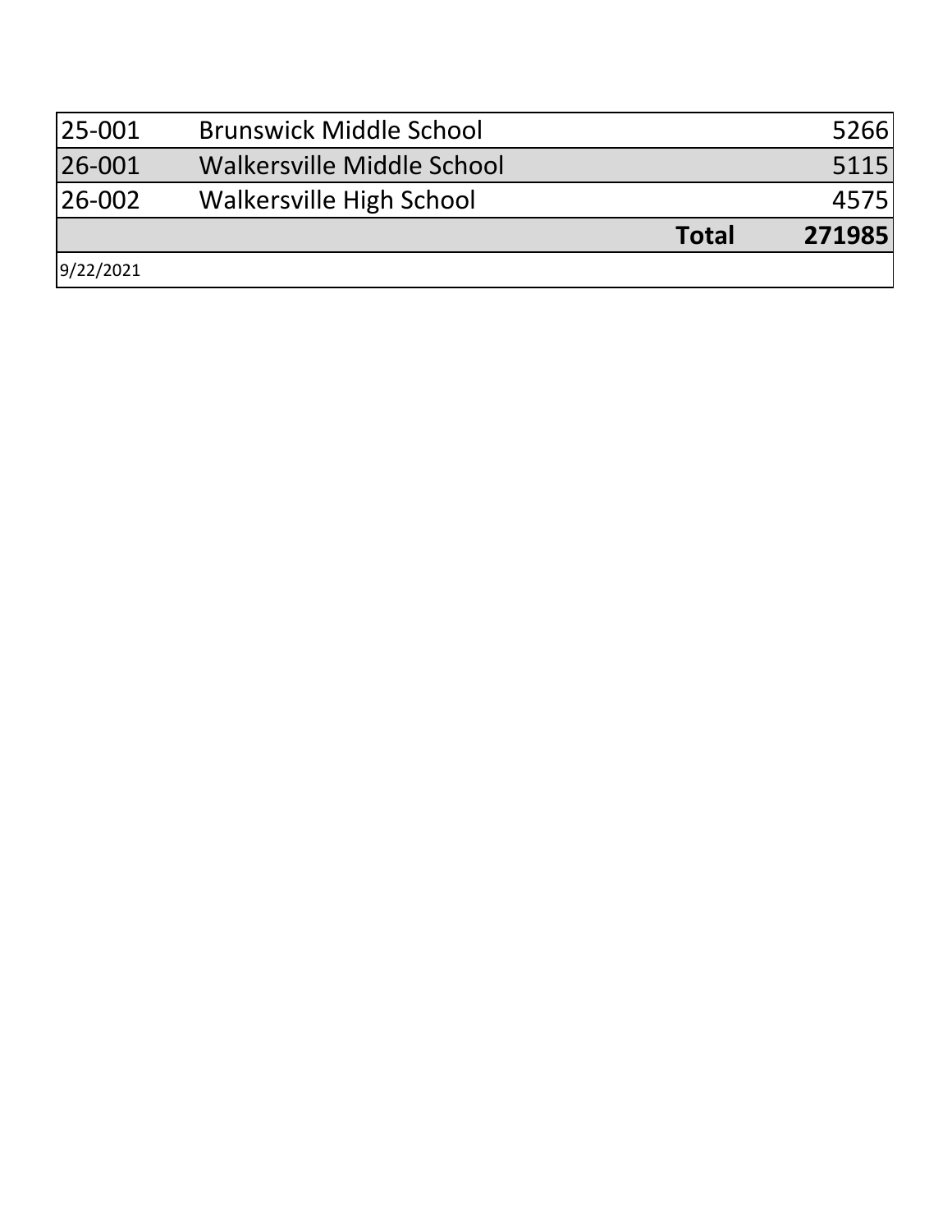| | | |
|---|---|---|
| 25-001 | Brunswick Middle School | 5266 |
| 26-001 | Walkersville Middle School | 5115 |
| 26-002 | Walkersville High School | 4575 |
| | **Total** | **271985** |

9/22/2021